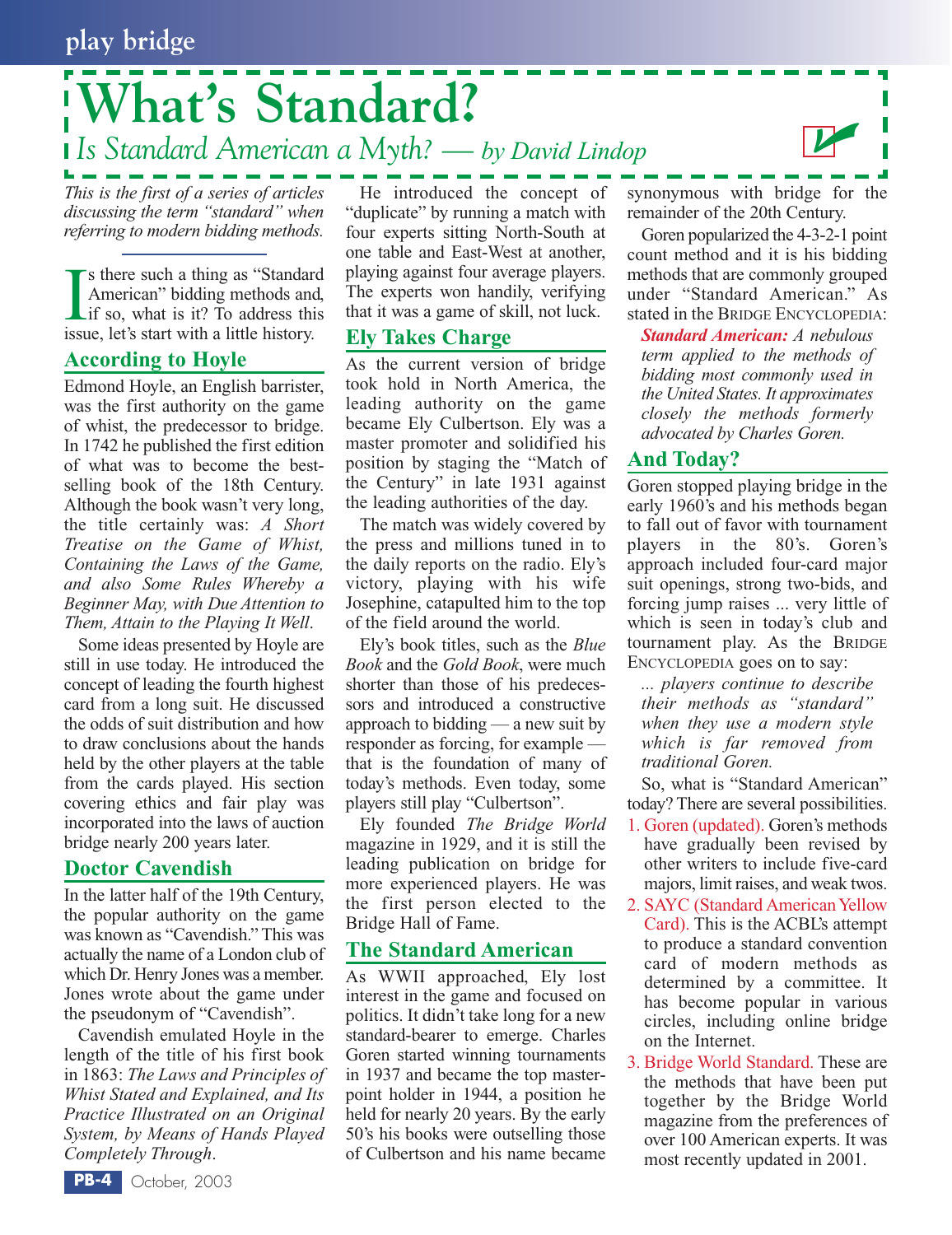# What's Standard?

*Is Standard American a Myth? — by David Lindop*

*This is the first of a series of articles discussing the term "standard" when referring to modern bidding methods.*

Is there such a thing as "Standard American" bidding methods and, if so, what is it? To address this issue, let's start with a little history.

## According to Hoyle

Edmond Hoyle, an English barrister, was the first authority on the game of whist, the predecessor to bridge. In 1742 he published the first edition of what was to become the best-selling book of the 18th Century. Although the book wasn't very long, the title certainly was: *A Short Treatise on the Game of Whist, Containing the Laws of the Game, and also Some Rules Whereby a Beginner May, with Due Attention to Them, Attain to the Playing It Well*.

Some ideas presented by Hoyle are still in use today. He introduced the concept of leading the fourth highest card from a long suit. He discussed the odds of suit distribution and how to draw conclusions about the hands held by the other players at the table from the cards played. His section covering ethics and fair play was incorporated into the laws of auction bridge nearly 200 years later.

## Doctor Cavendish

In the latter half of the 19th Century, the popular authority on the game was known as "Cavendish." This was actually the name of a London club of which Dr. Henry Jones was a member. Jones wrote about the game under the pseudonym of "Cavendish".

Cavendish emulated Hoyle in the length of the title of his first book in 1863: *The Laws and Principles of Whist Stated and Explained, and Its Practice Illustrated on an Original System, by Means of Hands Played Completely Through*.

He introduced the concept of "duplicate" by running a match with four experts sitting North-South at one table and East-West at another, playing against four average players. The experts won handily, verifying that it was a game of skill, not luck.

## Ely Takes Charge

As the current version of bridge took hold in North America, the leading authority on the game became Ely Culbertson. Ely was a master promoter and solidified his position by staging the "Match of the Century" in late 1931 against the leading authorities of the day.

The match was widely covered by the press and millions tuned in to the daily reports on the radio. Ely's victory, playing with his wife Josephine, catapulted him to the top of the field around the world.

Ely's book titles, such as the *Blue Book* and the *Gold Book*, were much shorter than those of his predecessors and introduced a constructive approach to bidding — a new suit by responder as forcing, for example — that is the foundation of many of today's methods. Even today, some players still play "Culbertson".

Ely founded *The Bridge World* magazine in 1929, and it is still the leading publication on bridge for more experienced players. He was the first person elected to the Bridge Hall of Fame.

## The Standard American

As WWII approached, Ely lost interest in the game and focused on politics. It didn't take long for a new standard-bearer to emerge. Charles Goren started winning tournaments in 1937 and became the top master-point holder in 1944, a position he held for nearly 20 years. By the early 50's his books were outselling those of Culbertson and his name became synonymous with bridge for the remainder of the 20th Century.

Goren popularized the 4-3-2-1 point count method and it is his bidding methods that are commonly grouped under "Standard American." As stated in the BRIDGE ENCYCLOPEDIA:

> ***Standard American:*** *A nebulous term applied to the methods of bidding most commonly used in the United States. It approximates closely the methods formerly advocated by Charles Goren.*

## And Today?

Goren stopped playing bridge in the early 1960's and his methods began to fall out of favor with tournament players in the 80's. Goren's approach included four-card major suit openings, strong two-bids, and forcing jump raises ... very little of which is seen in today's club and tournament play. As the BRIDGE ENCYCLOPEDIA goes on to say:

> *... players continue to describe their methods as "standard" when they use a modern style which is far removed from traditional Goren.*

So, what is "Standard American" today? There are several possibilities.

1. Goren (updated). Goren's methods have gradually been revised by other writers to include five-card majors, limit raises, and weak twos.
2. SAYC (Standard American Yellow Card). This is the ACBL's attempt to produce a standard convention card of modern methods as determined by a committee. It has become popular in various circles, including online bridge on the Internet.
3. Bridge World Standard. These are the methods that have been put together by the Bridge World magazine from the preferences of over 100 American experts. It was most recently updated in 2001.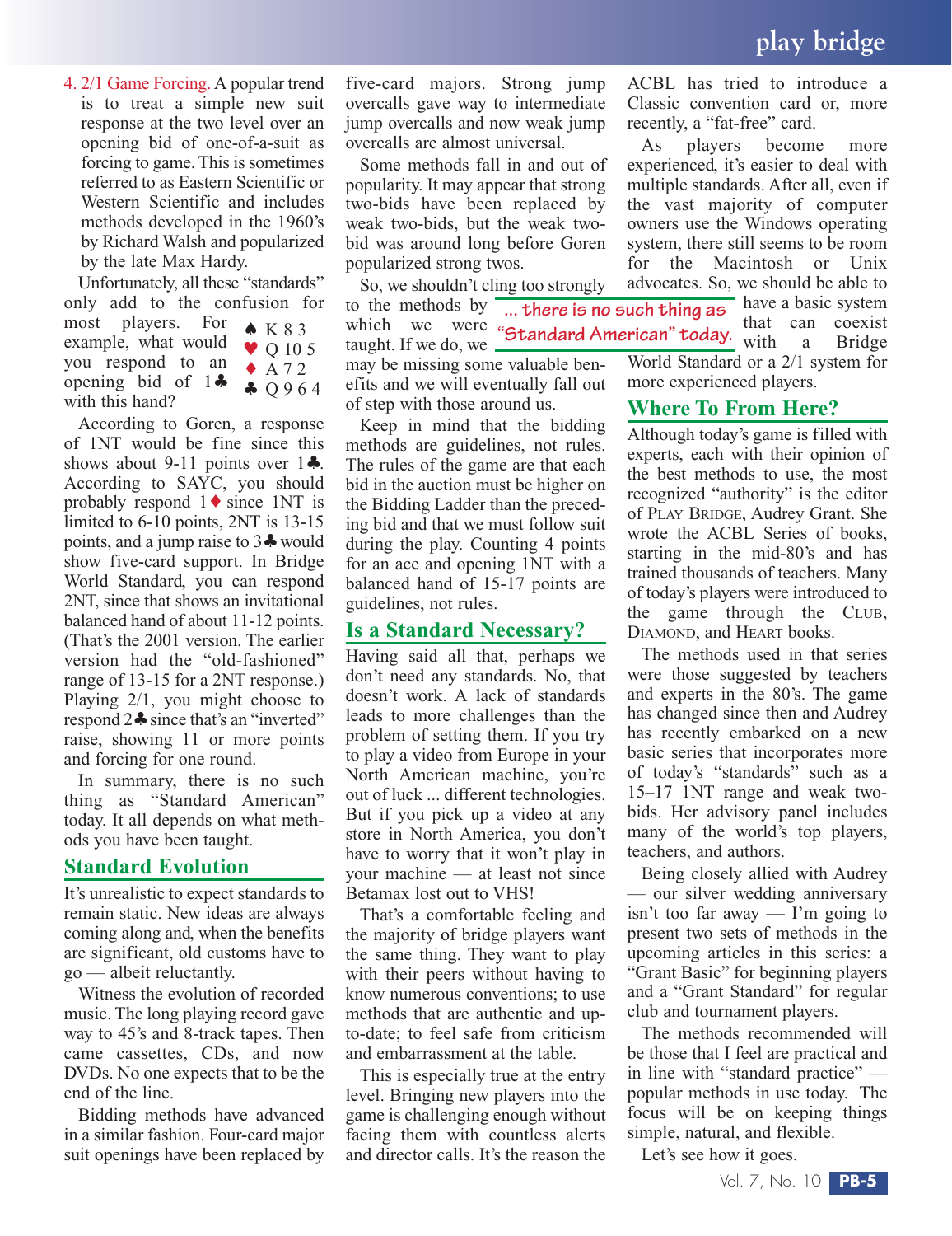4. 2/1 Game Forcing. A popular trend is to treat a simple new suit response at the two level over an opening bid of one-of-a-suit as forcing to game. This is sometimes referred to as Eastern Scientific or Western Scientific and includes methods developed in the 1960's by Richard Walsh and popularized by the late Max Hardy.

Unfortunately, all these "standards" only add to the confusion for most players. For example, what would you respond to an opening bid of 1♣ with this hand?

♠ K 8 3
♥ Q 10 5
♦ A 7 2
♣ Q 9 6 4

According to Goren, a response of 1NT would be fine since this shows about 9-11 points over 1♣. According to SAYC, you should probably respond 1♦ since 1NT is limited to 6-10 points, 2NT is 13-15 points, and a jump raise to 3♣ would show five-card support. In Bridge World Standard, you can respond 2NT, since that shows an invitational balanced hand of about 11-12 points. (That's the 2001 version. The earlier version had the "old-fashioned" range of 13-15 for a 2NT response.) Playing 2/1, you might choose to respond 2♣ since that's an "inverted" raise, showing 11 or more points and forcing for one round.

In summary, there is no such thing as "Standard American" today. It all depends on what methods you have been taught.

## Standard Evolution

It's unrealistic to expect standards to remain static. New ideas are always coming along and, when the benefits are significant, old customs have to go — albeit reluctantly.

Witness the evolution of recorded music. The long playing record gave way to 45's and 8-track tapes. Then came cassettes, CDs, and now DVDs. No one expects that to be the end of the line.

Bidding methods have advanced in a similar fashion. Four-card major suit openings have been replaced by five-card majors. Strong jump overcalls gave way to intermediate jump overcalls and now weak jump overcalls are almost universal.

Some methods fall in and out of popularity. It may appear that strong two-bids have been replaced by weak two-bids, but the weak two-bid was around long before Goren popularized strong twos.

So, we shouldn't cling too strongly to the methods by which we were taught. If we do, we may be missing some valuable benefits and we will eventually fall out of step with those around us.

*... there is no such thing as "Standard American" today.*

Keep in mind that the bidding methods are guidelines, not rules. The rules of the game are that each bid in the auction must be higher on the Bidding Ladder than the preceding bid and that we must follow suit during the play. Counting 4 points for an ace and opening 1NT with a balanced hand of 15-17 points are guidelines, not rules.

## Is a Standard Necessary?

Having said all that, perhaps we don't need any standards. No, that doesn't work. A lack of standards leads to more challenges than the problem of setting them. If you try to play a video from Europe in your North American machine, you're out of luck ... different technologies. But if you pick up a video at any store in North America, you don't have to worry that it won't play in your machine — at least not since Betamax lost out to VHS!

That's a comfortable feeling and the majority of bridge players want the same thing. They want to play with their peers without having to know numerous conventions; to use methods that are authentic and up-to-date; to feel safe from criticism and embarrassment at the table.

This is especially true at the entry level. Bringing new players into the game is challenging enough without facing them with countless alerts and director calls. It's the reason the ACBL has tried to introduce a Classic convention card or, more recently, a "fat-free" card.

As players become more experienced, it's easier to deal with multiple standards. After all, even if the vast majority of computer owners use the Windows operating system, there still seems to be room for the Macintosh or Unix advocates. So, we should be able to have a basic system that can coexist with a Bridge World Standard or a 2/1 system for more experienced players.

## Where To From Here?

Although today's game is filled with experts, each with their opinion of the best methods to use, the most recognized "authority" is the editor of PLAY BRIDGE, Audrey Grant. She wrote the ACBL Series of books, starting in the mid-80's and has trained thousands of teachers. Many of today's players were introduced to the game through the CLUB, DIAMOND, and HEART books.

The methods used in that series were those suggested by teachers and experts in the 80's. The game has changed since then and Audrey has recently embarked on a new basic series that incorporates more of today's "standards" such as a 15–17 1NT range and weak two-bids. Her advisory panel includes many of the world's top players, teachers, and authors.

Being closely allied with Audrey — our silver wedding anniversary isn't too far away — I'm going to present two sets of methods in the upcoming articles in this series: a "Grant Basic" for beginning players and a "Grant Standard" for regular club and tournament players.

The methods recommended will be those that I feel are practical and in line with "standard practice" — popular methods in use today. The focus will be on keeping things simple, natural, and flexible.

Let's see how it goes.